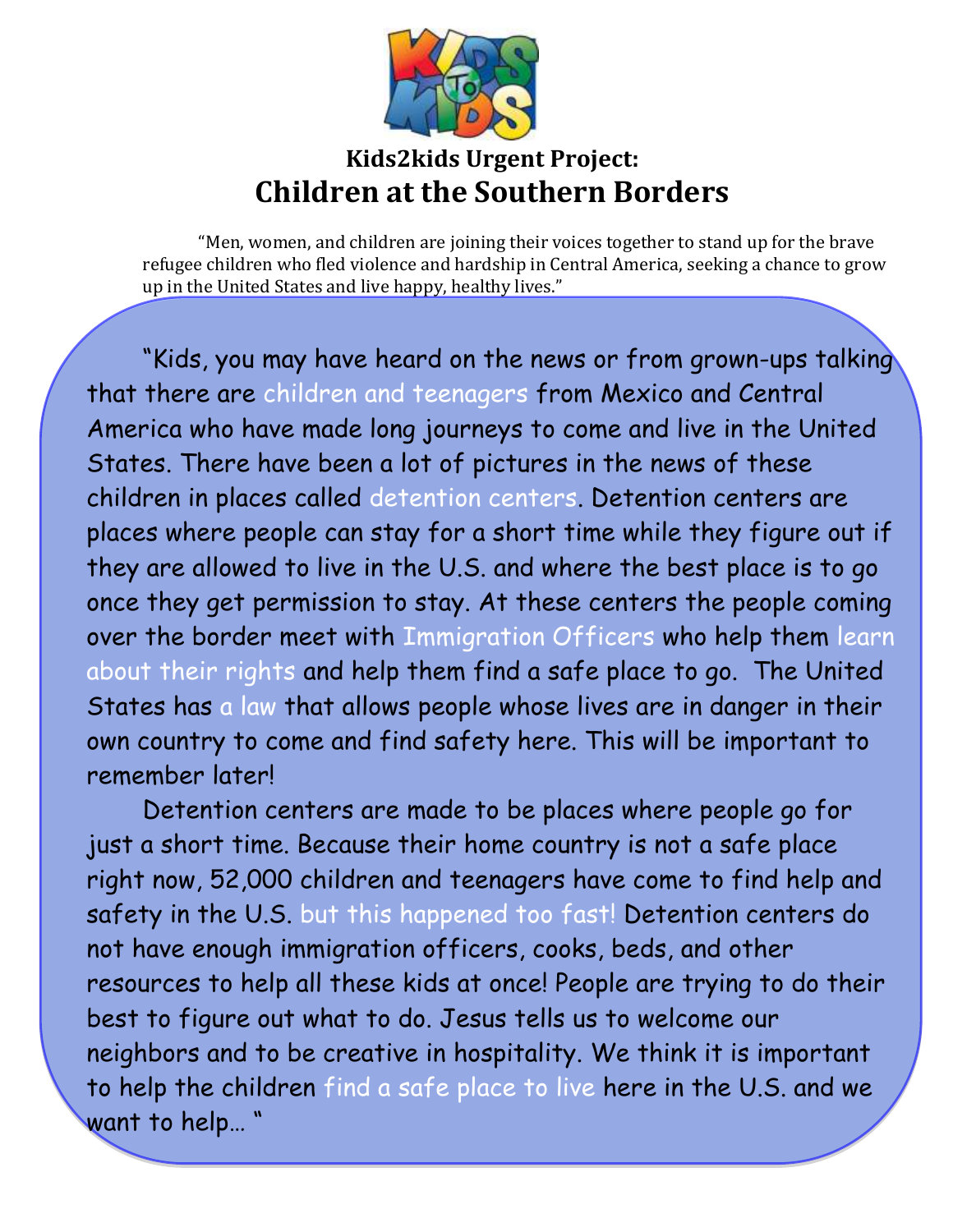**Kids2kids Urgent Project:**

# Children at the Southern Borders

"Men, women, and children are joining their voices together to stand up for the brave refugee children who fled violence and hardship in Central America, seeking a chance to grow up in the United States and live happy, healthy lives."

"Kids, you may have heard on the news or from grown-ups talking that there are children and teenagers from Mexico and Central America who have made long journeys to come and live in the United States. There have been a lot of pictures in the news of these children in places called detention centers. Detention centers are places where people can stay for a short time while they figure out if they are allowed to live in the U.S. and where the best place is to go once they get permission to stay. At these centers the people coming over the border meet with Immigration Officers who help them learn about their rights and help them find a safe place to go. The United States has a law that allows people whose lives are in danger in their own country to come and find safety here. This will be important to remember later!

Detention centers are made to be places where people go for just a short time. Because their home country is not a safe place right now, 52,000 children and teenagers have come to find help and safety in the U.S. but this happened too fast! Detention centers do not have enough immigration officers, cooks, beds, and other resources to help all these kids at once! People are trying to do their best to figure out what to do. Jesus tells us to welcome our neighbors and to be creative in hospitality. We think it is important to help the children find a safe place to live here in the U.S. and we want to help… "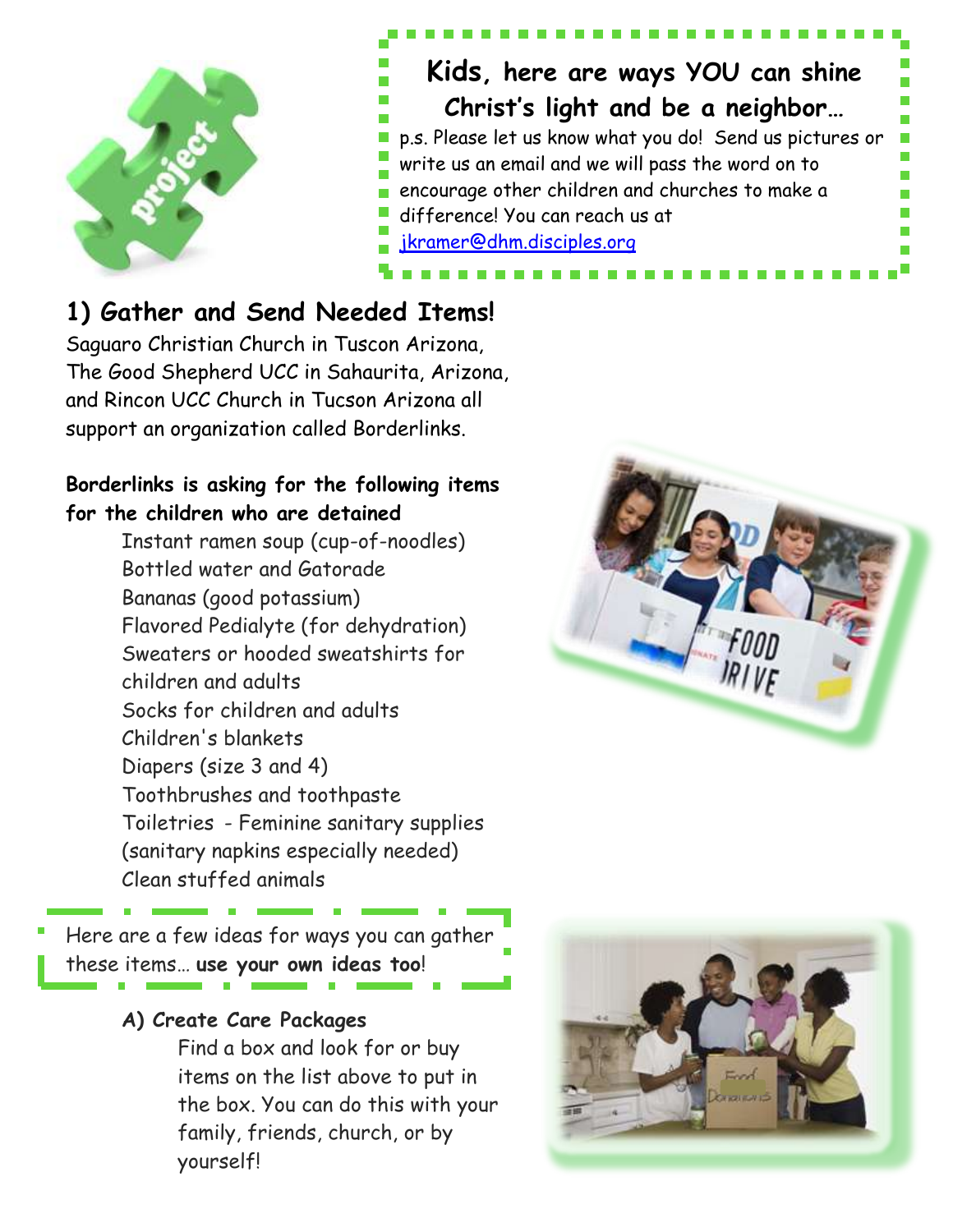## Kids, here are ways YOU can shine Christ's light and be a neighbor…

p.s. Please let us know what you do! Send us pictures or write us an email and we will pass the word on to encourage other children and churches to make a difference! You can reach us at jkramer@dhm.disciples.org

## 1) Gather and Send Needed Items!

Saguaro Christian Church in Tuscon Arizona, The Good Shepherd UCC in Sahaurita, Arizona, and Rincon UCC Church in Tucson Arizona all support an organization called Borderlinks.

**Borderlinks is asking for the following items for the children who are detained**

- Instant ramen soup (cup-of-noodles)
- Bottled water and Gatorade
- Bananas (good potassium)
- Flavored Pedialyte (for dehydration)
- Sweaters or hooded sweatshirts for children and adults
- Socks for children and adults
- Children's blankets
- Diapers (size 3 and 4)
- Toothbrushes and toothpaste
- Toiletries - Feminine sanitary supplies (sanitary napkins especially needed)
- Clean stuffed animals

Here are a few ideas for ways you can gather these items… **use your own ideas too**!

### A) Create Care Packages

Find a box and look for or buy items on the list above to put in the box. You can do this with your family, friends, church, or by yourself!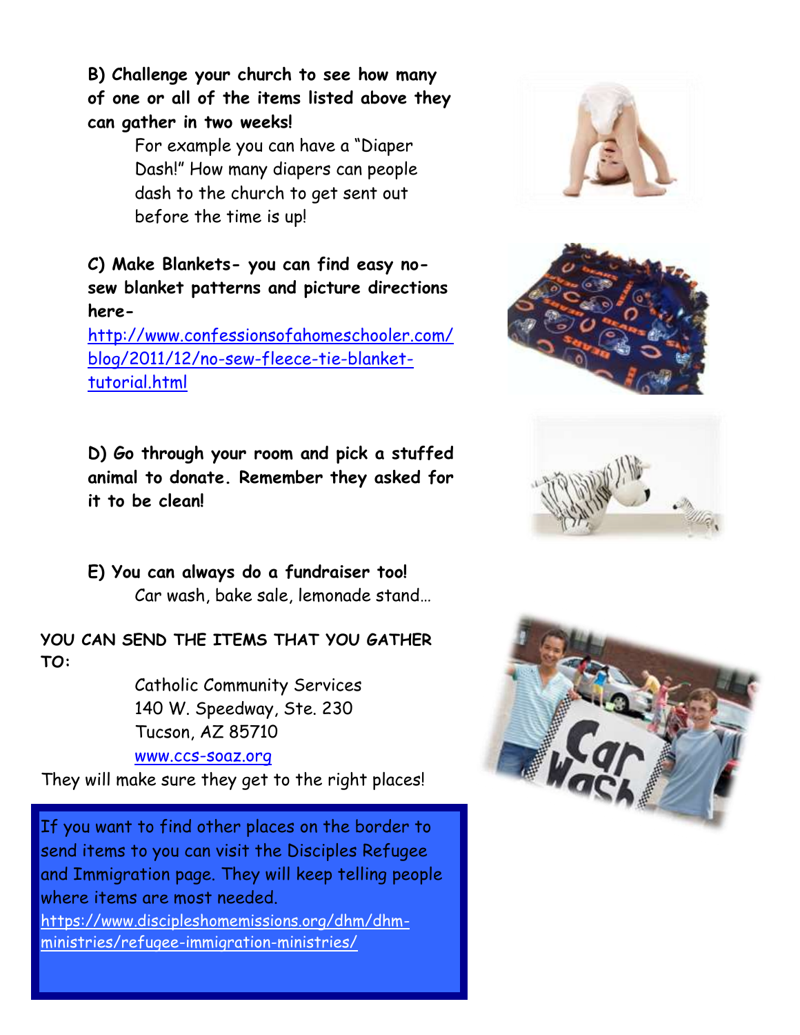**B) Challenge your church to see how many of one or all of the items listed above they can gather in two weeks!**

For example you can have a "Diaper Dash!" How many diapers can people dash to the church to get sent out before the time is up!

**C) Make Blankets- you can find easy no-sew blanket patterns and picture directions here-**

http://www.confessionsofahomeschooler.com/blog/2011/12/no-sew-fleece-tie-blanket-tutorial.html

**D) Go through your room and pick a stuffed animal to donate. Remember they asked for it to be clean!**

**E) You can always do a fundraiser too!**

Car wash, bake sale, lemonade stand…

**YOU CAN SEND THE ITEMS THAT YOU GATHER TO:**

Catholic Community Services
140 W. Speedway, Ste. 230
Tucson, AZ 85710
www.ccs-soaz.org

They will make sure they get to the right places!

If you want to find other places on the border to send items to you can visit the Disciples Refugee and Immigration page. They will keep telling people where items are most needed.
https://www.discipleshomemissions.org/dhm/dhm-ministries/refugee-immigration-ministries/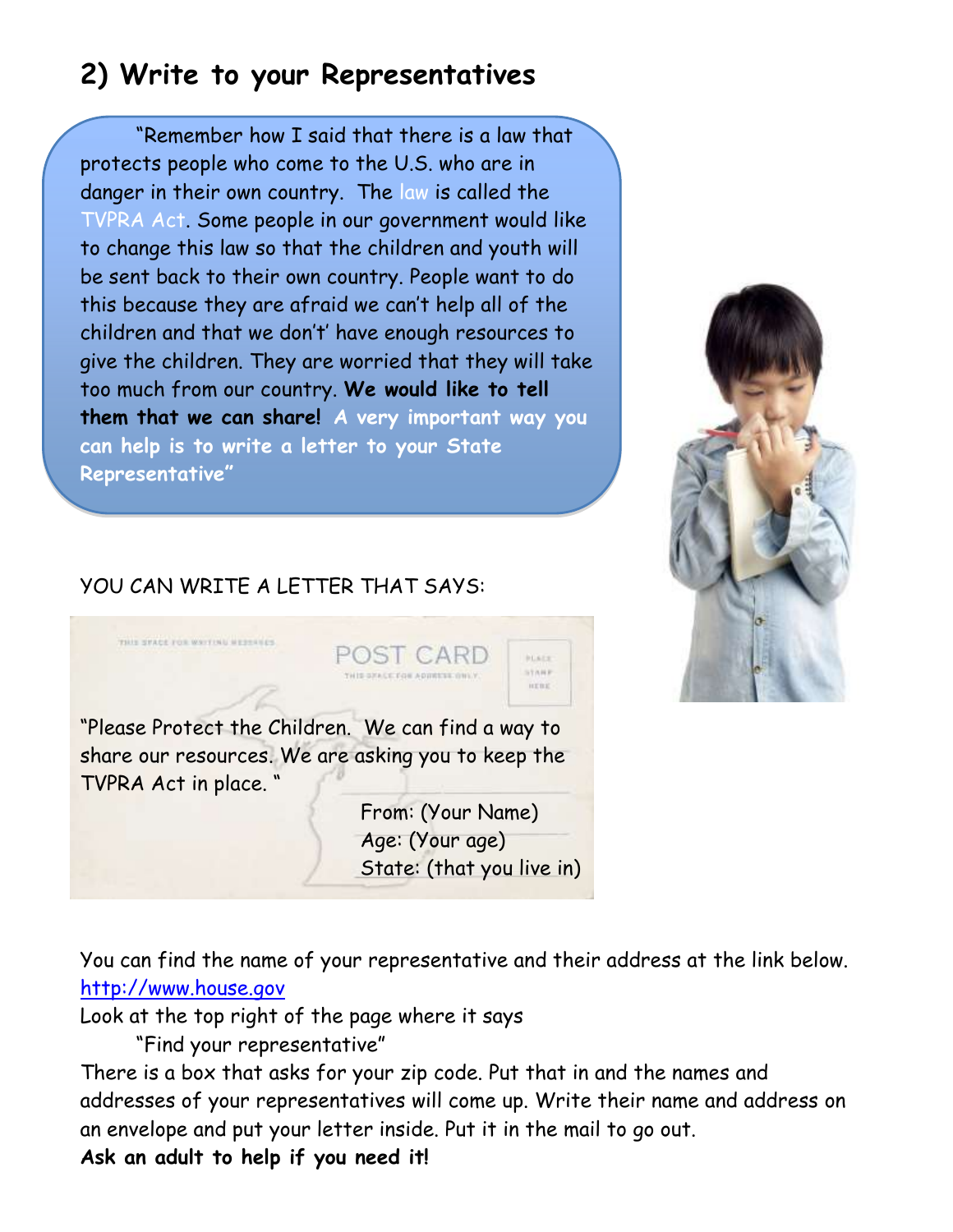## 2) Write to your Representatives

"Remember how I said that there is a law that protects people who come to the U.S. who are in danger in their own country. The law is called the TVPRA Act. Some people in our government would like to change this law so that the children and youth will be sent back to their own country. People want to do this because they are afraid we can't help all of the children and that we don't' have enough resources to give the children. They are worried that they will take too much from our country. **We would like to tell them that we can share!** **A very important way you can help is to write a letter to your State Representative"**

YOU CAN WRITE A LETTER THAT SAYS:

"Please Protect the Children. We can find a way to share our resources. We are asking you to keep the TVPRA Act in place. "

From: (Your Name)
Age: (Your age)
State: (that you live in)

You can find the name of your representative and their address at the link below.
http://www.house.gov

Look at the top right of the page where it says
"Find your representative"

There is a box that asks for your zip code. Put that in and the names and addresses of your representatives will come up. Write their name and address on an envelope and put your letter inside. Put it in the mail to go out.

**Ask an adult to help if you need it!**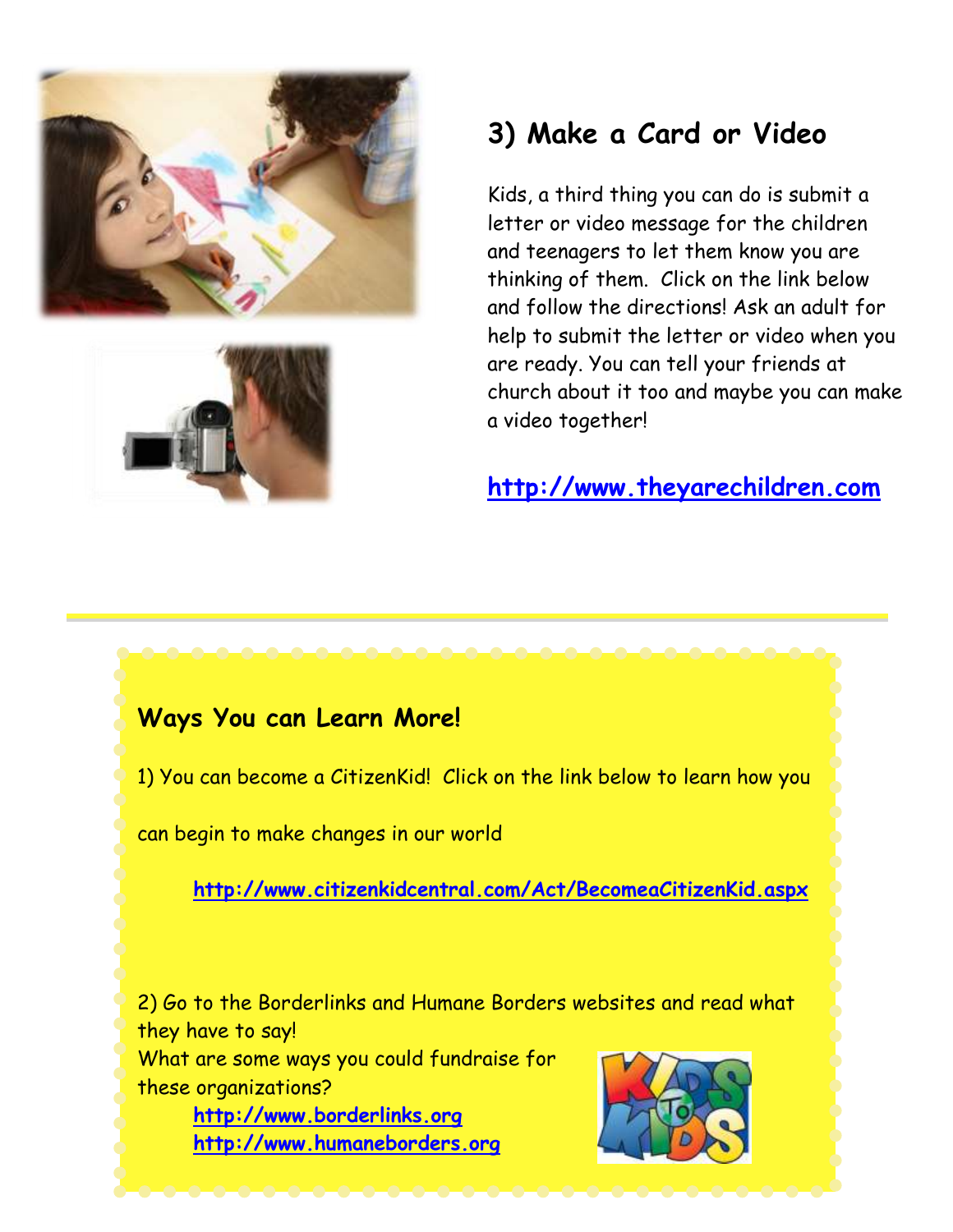## 3) Make a Card or Video

Kids, a third thing you can do is submit a letter or video message for the children and teenagers to let them know you are thinking of them. Click on the link below and follow the directions! Ask an adult for help to submit the letter or video when you are ready. You can tell your friends at church about it too and maybe you can make a video together!

**http://www.theyarechildren.com**

---

## Ways You can Learn More!

1) You can become a CitizenKid! Click on the link below to learn how you can begin to make changes in our world

**http://www.citizenkidcentral.com/Act/BecomeaCitizenKid.aspx**

2) Go to the Borderlinks and Humane Borders websites and read what they have to say!
What are some ways you could fundraise for these organizations?

**http://www.borderlinks.org**
**http://www.humaneborders.org**